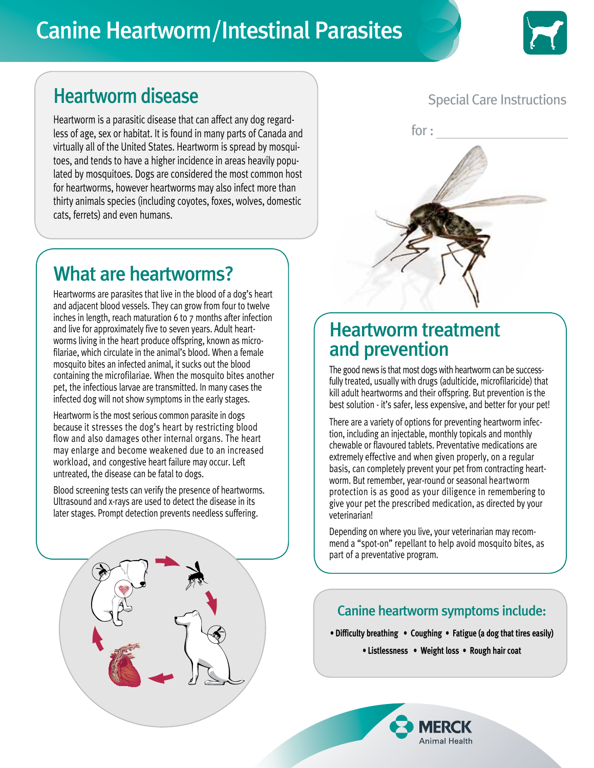# Canine Heartworm/Intestinal Parasites

## Heartworm disease

Heartworm is a parasitic disease that can affect any dog regardless of age, sex or habitat. It is found in many parts of Canada and virtually all of the United States. Heartworm is spread by mosquitoes, and tends to have a higher incidence in areas heavily populated by mosquitoes. Dogs are considered the most common host for heartworms, however heartworms may also infect more than thirty animals species (including coyotes, foxes, wolves, domestic cats, ferrets) and even humans.

## What are heartworms?

Heartworms are parasites that live in the blood of a dog's heart and adjacent blood vessels. They can grow from four to twelve inches in length, reach maturation 6 to 7 months after infection and live for approximately five to seven years. Adult heartworms living in the heart produce offspring, known as microfilariae, which circulate in the animal's blood. When a female mosquito bites an infected animal, it sucks out the blood containing the microfilariae. When the mosquito bites another pet, the infectious larvae are transmitted. In many cases the infected dog will not show symptoms in the early stages.

Heartworm is the most serious common parasite in dogs because it stresses the dog's heart by restricting blood flow and also damages other internal organs. The heart may enlarge and become weakened due to an increased workload, and congestive heart failure may occur. Left untreated, the disease can be fatal to dogs.

Blood screening tests can verify the presence of heartworms. Ultrasound and x-rays are used to detect the disease in its later stages. Prompt detection prevents needless suffering.

Special Care Instructions

for : ____________________

## Heartworm treatment and prevention

The good news is that most dogs with heartworm can be successfully treated, usually with drugs (adulticide, microfilaricide) that kill adult heartworms and their offspring. But prevention is the best solution - it's safer, less expensive, and better for your pet!

There are a variety of options for preventing heartworm infection, including an injectable, monthly topicals and monthly chewable or flavoured tablets. Preventative medications are extremely effective and when given properly, on a regular basis, can completely prevent your pet from contracting heartworm. But remember, year-round or seasonal heartworm protection is as good as your diligence in remembering to give your pet the prescribed medication, as directed by your veterinarian!

Depending on where you live, your veterinarian may recommend a "spot-on" repellant to help avoid mosquito bites, as part of a preventative program.

### Canine heartworm symptoms include:

- **Difficulty breathing**
- **Coughing**
- **Fatigue (a dog that tires easily)**
- **Listlessness**
- **Weight loss**
- **Rough hair coat**

MERCK Animal Health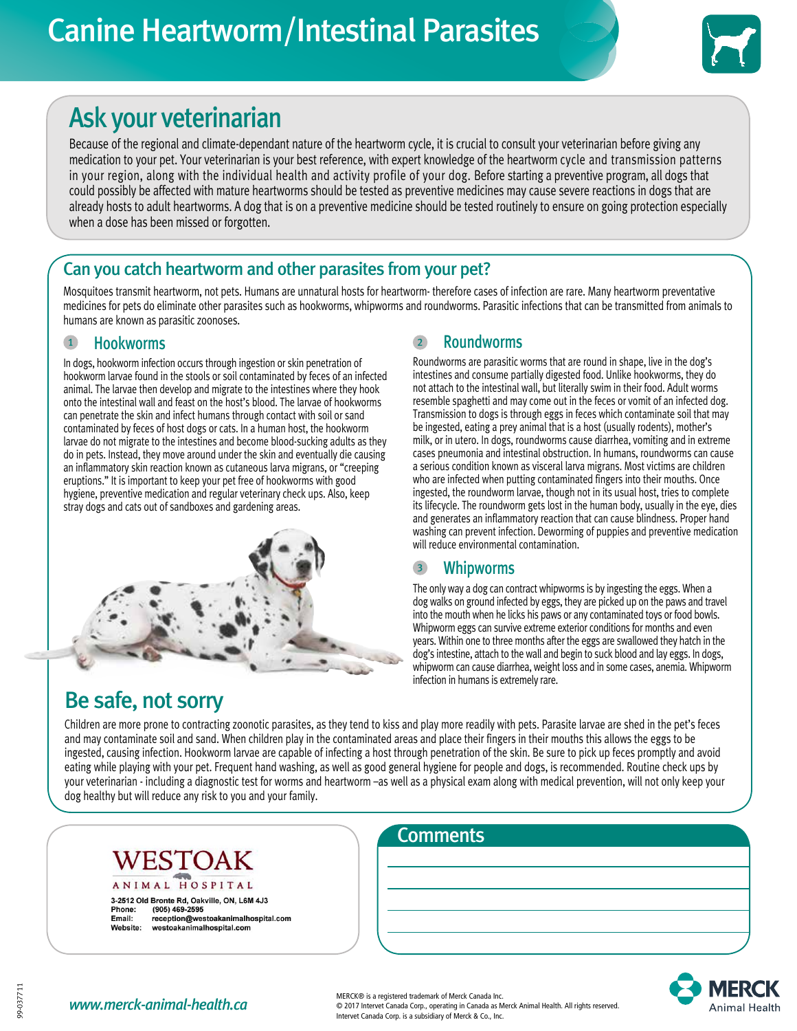# Canine Heartworm/Intestinal Parasites

## Ask your veterinarian

Because of the regional and climate-dependant nature of the heartworm cycle, it is crucial to consult your veterinarian before giving any medication to your pet. Your veterinarian is your best reference, with expert knowledge of the heartworm cycle and transmission patterns in your region, along with the individual health and activity profile of your dog. Before starting a preventive program, all dogs that could possibly be affected with mature heartworms should be tested as preventive medicines may cause severe reactions in dogs that are already hosts to adult heartworms. A dog that is on a preventive medicine should be tested routinely to ensure on going protection especially when a dose has been missed or forgotten.

## Can you catch heartworm and other parasites from your pet?

Mosquitoes transmit heartworm, not pets. Humans are unnatural hosts for heartworm- therefore cases of infection are rare. Many heartworm preventative medicines for pets do eliminate other parasites such as hookworms, whipworms and roundworms. Parasitic infections that can be transmitted from animals to humans are known as parasitic zoonoses.

### 1 Hookworms

In dogs, hookworm infection occurs through ingestion or skin penetration of hookworm larvae found in the stools or soil contaminated by feces of an infected animal. The larvae then develop and migrate to the intestines where they hook onto the intestinal wall and feast on the host's blood. The larvae of hookworms can penetrate the skin and infect humans through contact with soil or sand contaminated by feces of host dogs or cats. In a human host, the hookworm larvae do not migrate to the intestines and become blood-sucking adults as they do in pets. Instead, they move around under the skin and eventually die causing an inflammatory skin reaction known as cutaneous larva migrans, or "creeping eruptions." It is important to keep your pet free of hookworms with good hygiene, preventive medication and regular veterinary check ups. Also, keep stray dogs and cats out of sandboxes and gardening areas.

### 2 Roundworms

Roundworms are parasitic worms that are round in shape, live in the dog's intestines and consume partially digested food. Unlike hookworms, they do not attach to the intestinal wall, but literally swim in their food. Adult worms resemble spaghetti and may come out in the feces or vomit of an infected dog. Transmission to dogs is through eggs in feces which contaminate soil that may be ingested, eating a prey animal that is a host (usually rodents), mother's milk, or in utero. In dogs, roundworms cause diarrhea, vomiting and in extreme cases pneumonia and intestinal obstruction. In humans, roundworms can cause a serious condition known as visceral larva migrans. Most victims are children who are infected when putting contaminated fingers into their mouths. Once ingested, the roundworm larvae, though not in its usual host, tries to complete its lifecycle. The roundworm gets lost in the human body, usually in the eye, dies and generates an inflammatory reaction that can cause blindness. Proper hand washing can prevent infection. Deworming of puppies and preventive medication will reduce environmental contamination.

### 3 Whipworms

The only way a dog can contract whipworms is by ingesting the eggs. When a dog walks on ground infected by eggs, they are picked up on the paws and travel into the mouth when he licks his paws or any contaminated toys or food bowls. Whipworm eggs can survive extreme exterior conditions for months and even years. Within one to three months after the eggs are swallowed they hatch in the dog's intestine, attach to the wall and begin to suck blood and lay eggs. In dogs, whipworm can cause diarrhea, weight loss and in some cases, anemia. Whipworm infection in humans is extremely rare.

## Be safe, not sorry

Children are more prone to contracting zoonotic parasites, as they tend to kiss and play more readily with pets. Parasite larvae are shed in the pet's feces and may contaminate soil and sand. When children play in the contaminated areas and place their fingers in their mouths this allows the eggs to be ingested, causing infection. Hookworm larvae are capable of infecting a host through penetration of the skin. Be sure to pick up feces promptly and avoid eating while playing with your pet. Frequent hand washing, as well as good general hygiene for people and dogs, is recommended. Routine check ups by your veterinarian - including a diagnostic test for worms and heartworm –as well as a physical exam along with medical prevention, will not only keep your dog healthy but will reduce any risk to you and your family.

WESTOAK
ANIMAL HOSPITAL

3-2512 Old Bronte Rd, Oakville, ON, L6M 4J3
Phone: (905) 469-2595
Email: reception@westoakanimalhospital.com
Website: westoakanimalhospital.com

## Comments

*www.merck-animal-health.ca*

MERCK® is a registered trademark of Merck Canada Inc.
© 2017 Intervet Canada Corp., operating in Canada as Merck Animal Health. All rights reserved.
Intervet Canada Corp. is a subsidiary of Merck & Co., Inc.

MERCK Animal Health

99-037711